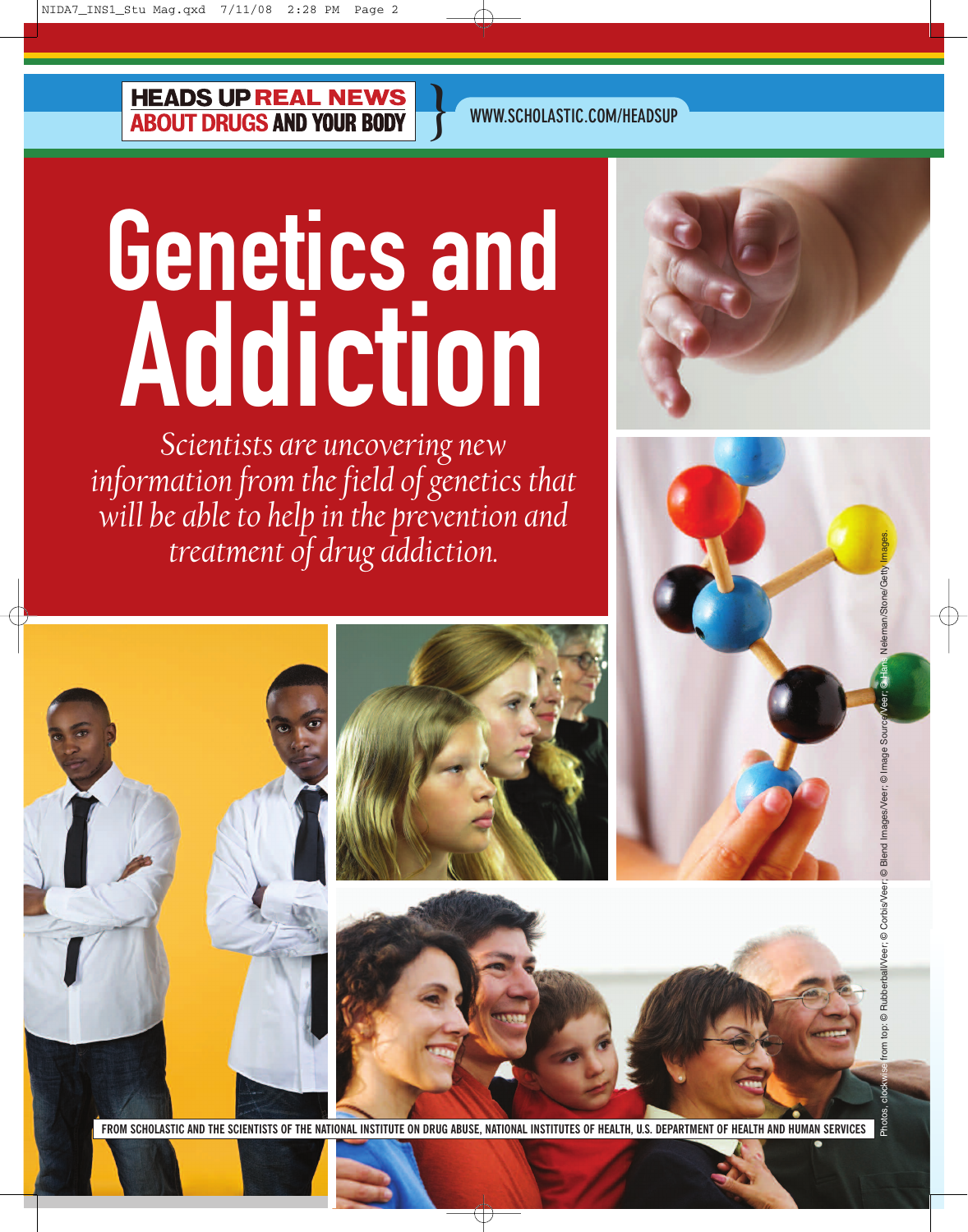HEADS UP REAL NEWS ABOUT DRUGS AND YOUR BODY

WWW.SCHOLASTIC.COM/HEADSUP

# Genetics and Addiction

*Scientists are uncovering new information from the field of genetics that will be able to help in the prevention and treatment of drug addiction.*

Photos, clockwise from top: © Rubberball/Veer; © Corbis/Veer; © Blend Images/Veer; © Image Source/Veer; © Hans Neleman/Stone/Getty Images.

FROM SCHOLASTIC AND THE SCIENTISTS OF THE NATIONAL INSTITUTE ON DRUG ABUSE, NATIONAL INSTITUTES OF HEALTH, U.S. DEPARTMENT OF HEALTH AND HUMAN SERVICES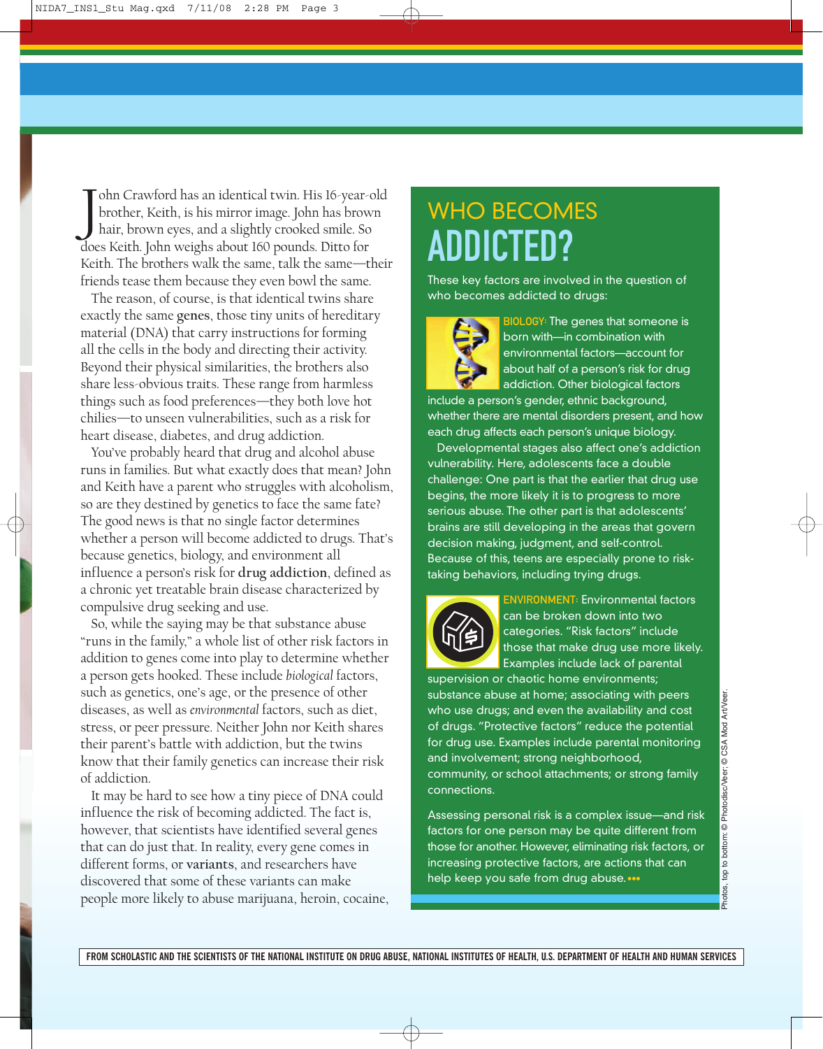John Crawford has an identical twin. His 16-year-old brother, Keith, is his mirror image. John has brown hair, brown eyes, and a slightly crooked smile. So does Keith. John weighs about 160 pounds. Ditto for Keith. The brothers walk the same, talk the same—their friends tease them because they even bowl the same.

The reason, of course, is that identical twins share exactly the same **genes**, those tiny units of hereditary material (DNA) that carry instructions for forming all the cells in the body and directing their activity. Beyond their physical similarities, the brothers also share less-obvious traits. These range from harmless things such as food preferences—they both love hot chilies—to unseen vulnerabilities, such as a risk for heart disease, diabetes, and drug addiction.

You've probably heard that drug and alcohol abuse runs in families. But what exactly does that mean? John and Keith have a parent who struggles with alcoholism, so are they destined by genetics to face the same fate? The good news is that no single factor determines whether a person will become addicted to drugs. That's because genetics, biology, and environment all influence a person's risk for **drug addiction**, defined as a chronic yet treatable brain disease characterized by compulsive drug seeking and use.

So, while the saying may be that substance abuse "runs in the family," a whole list of other risk factors in addition to genes come into play to determine whether a person gets hooked. These include *biological* factors, such as genetics, one's age, or the presence of other diseases, as well as *environmental* factors, such as diet, stress, or peer pressure. Neither John nor Keith shares their parent's battle with addiction, but the twins know that their family genetics can increase their risk of addiction.

It may be hard to see how a tiny piece of DNA could influence the risk of becoming addicted. The fact is, however, that scientists have identified several genes that can do just that. In reality, every gene comes in different forms, or **variants**, and researchers have discovered that some of these variants can make people more likely to abuse marijuana, heroin, cocaine,

## WHO BECOMES ADDICTED?

These key factors are involved in the question of who becomes addicted to drugs:

**BIOLOGY:** The genes that someone is born with—in combination with environmental factors—account for about half of a person's risk for drug addiction. Other biological factors include a person's gender, ethnic background, whether there are mental disorders present, and how each drug affects each person's unique biology.

Developmental stages also affect one's addiction vulnerability. Here, adolescents face a double challenge: One part is that the earlier that drug use begins, the more likely it is to progress to more serious abuse. The other part is that adolescents' brains are still developing in the areas that govern decision making, judgment, and self-control. Because of this, teens are especially prone to risk-taking behaviors, including trying drugs.

**ENVIRONMENT:** Environmental factors can be broken down into two categories. "Risk factors" include those that make drug use more likely. Examples include lack of parental supervision or chaotic home environments; substance abuse at home; associating with peers who use drugs; and even the availability and cost of drugs. "Protective factors" reduce the potential for drug use. Examples include parental monitoring and involvement; strong neighborhood, community, or school attachments; or strong family connections.

Assessing personal risk is a complex issue—and risk factors for one person may be quite different from those for another. However, eliminating risk factors, or increasing protective factors, are actions that can help keep you safe from drug abuse.

Photos, top to bottom: © Photodisc/Veer; © CSA Mod Art/Veer.

FROM SCHOLASTIC AND THE SCIENTISTS OF THE NATIONAL INSTITUTE ON DRUG ABUSE, NATIONAL INSTITUTES OF HEALTH, U.S. DEPARTMENT OF HEALTH AND HUMAN SERVICES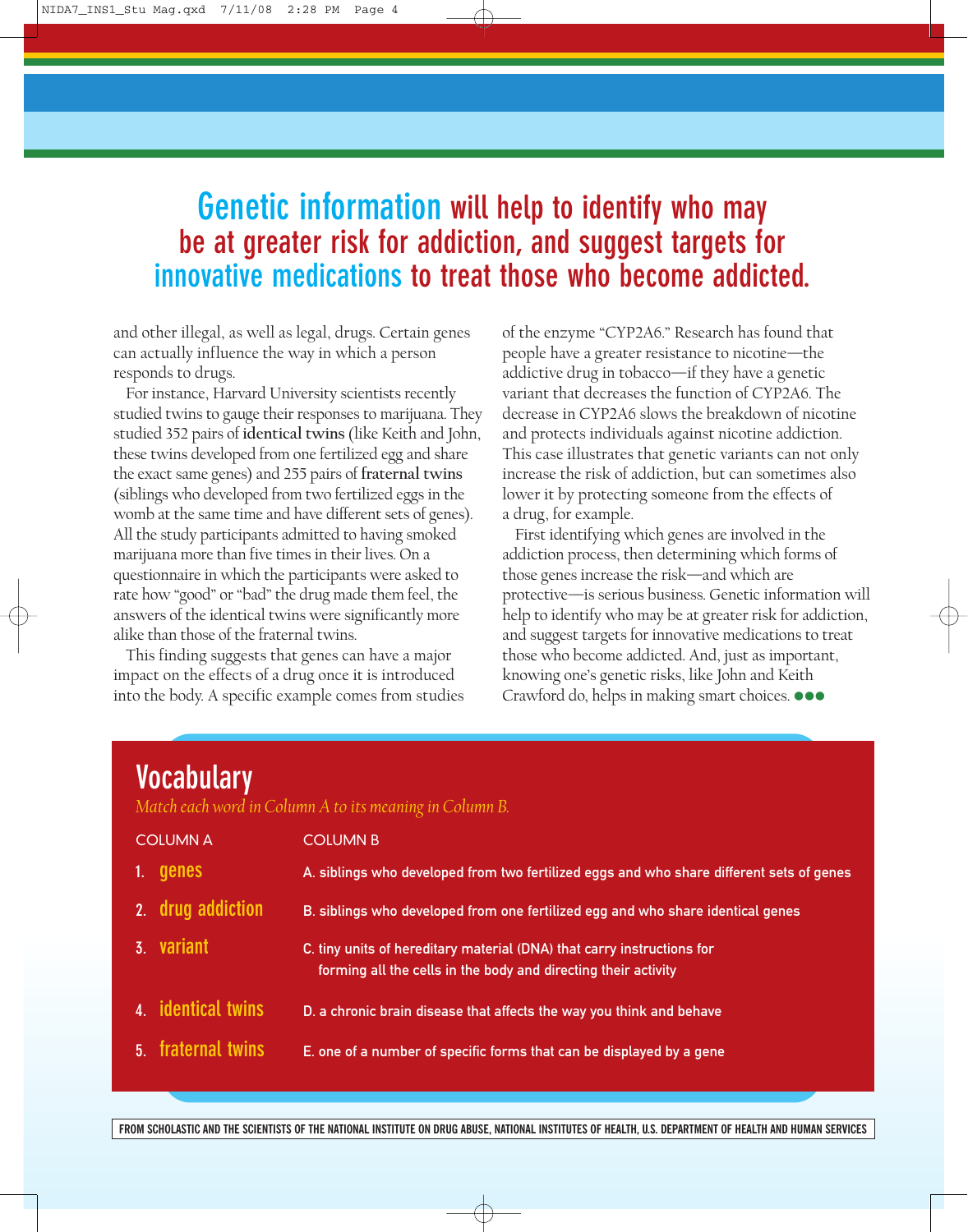## Genetic information will help to identify who may be at greater risk for addiction, and suggest targets for innovative medications to treat those who become addicted.

and other illegal, as well as legal, drugs. Certain genes can actually influence the way in which a person responds to drugs.

For instance, Harvard University scientists recently studied twins to gauge their responses to marijuana. They studied 352 pairs of **identical twins** (like Keith and John, these twins developed from one fertilized egg and share the exact same genes) and 255 pairs of **fraternal twins** (siblings who developed from two fertilized eggs in the womb at the same time and have different sets of genes). All the study participants admitted to having smoked marijuana more than five times in their lives. On a questionnaire in which the participants were asked to rate how "good" or "bad" the drug made them feel, the answers of the identical twins were significantly more alike than those of the fraternal twins.

This finding suggests that genes can have a major impact on the effects of a drug once it is introduced into the body. A specific example comes from studies of the enzyme "CYP2A6." Research has found that people have a greater resistance to nicotine—the addictive drug in tobacco—if they have a genetic variant that decreases the function of CYP2A6. The decrease in CYP2A6 slows the breakdown of nicotine and protects individuals against nicotine addiction. This case illustrates that genetic variants can not only increase the risk of addiction, but can sometimes also lower it by protecting someone from the effects of a drug, for example.

First identifying which genes are involved in the addiction process, then determining which forms of those genes increase the risk—and which are protective—is serious business. Genetic information will help to identify who may be at greater risk for addiction, and suggest targets for innovative medications to treat those who become addicted. And, just as important, knowing one's genetic risks, like John and Keith Crawford do, helps in making smart choices. ●●●

## Vocabulary

*Match each word in Column A to its meaning in Column B.*

| COLUMN A | COLUMN B |
|---|---|
| 1. genes | A. siblings who developed from two fertilized eggs and who share different sets of genes |
| 2. drug addiction | B. siblings who developed from one fertilized egg and who share identical genes |
| 3. variant | C. tiny units of hereditary material (DNA) that carry instructions for forming all the cells in the body and directing their activity |
| 4. identical twins | D. a chronic brain disease that affects the way you think and behave |
| 5. fraternal twins | E. one of a number of specific forms that can be displayed by a gene |

FROM SCHOLASTIC AND THE SCIENTISTS OF THE NATIONAL INSTITUTE ON DRUG ABUSE, NATIONAL INSTITUTES OF HEALTH, U.S. DEPARTMENT OF HEALTH AND HUMAN SERVICES